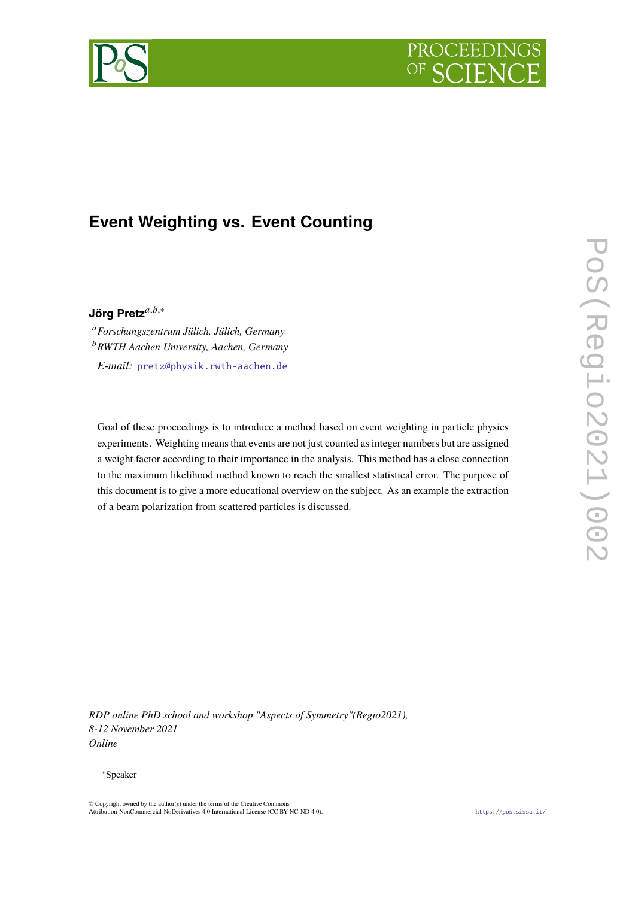# Event Weighting vs. Event Counting

**Jörg Pretz**[a,b,*]

[a] *Forschungszentrum Jülich, Jülich, Germany*
[b] *RWTH Aachen University, Aachen, Germany*

*E-mail:* pretz@physik.rwth-aachen.de

Goal of these proceedings is to introduce a method based on event weighting in particle physics experiments. Weighting means that events are not just counted as integer numbers but are assigned a weight factor according to their importance in the analysis. This method has a close connection to the maximum likelihood method known to reach the smallest statistical error. The purpose of this document is to give a more educational overview on the subject. As an example the extraction of a beam polarization from scattered particles is discussed.

*RDP online PhD school and workshop "Aspects of Symmetry"(Regio2021), 8-12 November 2021 Online*

[*] Speaker

© Copyright owned by the author(s) under the terms of the Creative Commons Attribution-NonCommercial-NoDerivatives 4.0 International License (CC BY-NC-ND 4.0).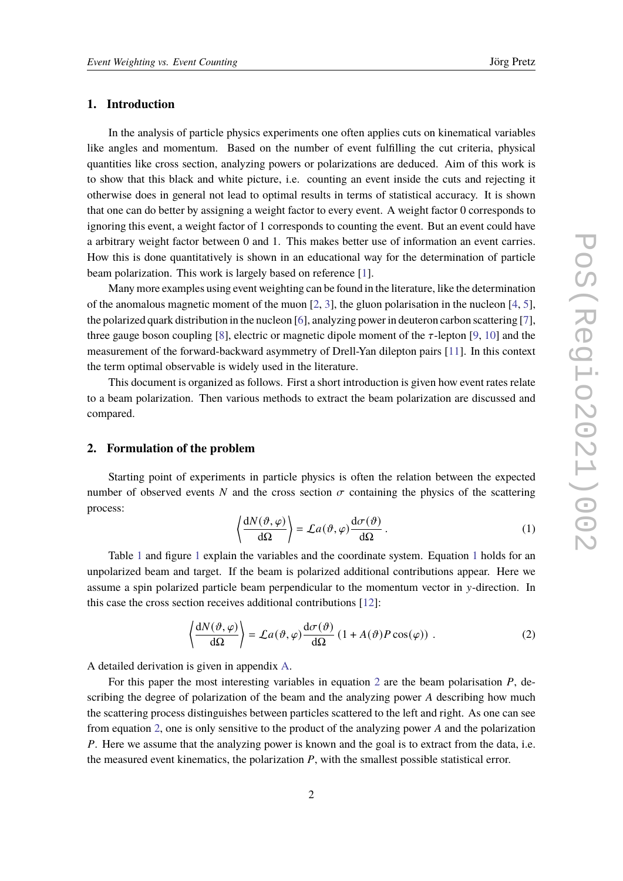## 1. Introduction

In the analysis of particle physics experiments one often applies cuts on kinematical variables like angles and momentum. Based on the number of event fulfilling the cut criteria, physical quantities like cross section, analyzing powers or polarizations are deduced. Aim of this work is to show that this black and white picture, i.e. counting an event inside the cuts and rejecting it otherwise does in general not lead to optimal results in terms of statistical accuracy. It is shown that one can do better by assigning a weight factor to every event. A weight factor 0 corresponds to ignoring this event, a weight factor of 1 corresponds to counting the event. But an event could have a arbitrary weight factor between 0 and 1. This makes better use of information an event carries. How this is done quantitatively is shown in an educational way for the determination of particle beam polarization. This work is largely based on reference [1].

Many more examples using event weighting can be found in the literature, like the determination of the anomalous magnetic moment of the muon [2, 3], the gluon polarisation in the nucleon [4, 5], the polarized quark distribution in the nucleon [6], analyzing power in deuteron carbon scattering [7], three gauge boson coupling [8], electric or magnetic dipole moment of the $\tau$-lepton [9, 10] and the measurement of the forward-backward asymmetry of Drell-Yan dilepton pairs [11]. In this context the term optimal observable is widely used in the literature.

This document is organized as follows. First a short introduction is given how event rates relate to a beam polarization. Then various methods to extract the beam polarization are discussed and compared.

## 2. Formulation of the problem

Starting point of experiments in particle physics is often the relation between the expected number of observed events $N$ and the cross section $\sigma$ containing the physics of the scattering process:

$$\left\langle \frac{\mathrm{d}N(\vartheta,\varphi)}{\mathrm{d}\Omega} \right\rangle = \mathcal{L}a(\vartheta,\varphi)\frac{\mathrm{d}\sigma(\vartheta)}{\mathrm{d}\Omega}\,. \tag{1}$$

Table 1 and figure 1 explain the variables and the coordinate system. Equation 1 holds for an unpolarized beam and target. If the beam is polarized additional contributions appear. Here we assume a spin polarized particle beam perpendicular to the momentum vector in $y$-direction. In this case the cross section receives additional contributions [12]:

$$\left\langle \frac{\mathrm{d}N(\vartheta,\varphi)}{\mathrm{d}\Omega} \right\rangle = \mathcal{L}a(\vartheta,\varphi)\frac{\mathrm{d}\sigma(\vartheta)}{\mathrm{d}\Omega}\left(1 + A(\vartheta)P\cos(\varphi)\right)\,. \tag{2}$$

A detailed derivation is given in appendix A.

For this paper the most interesting variables in equation 2 are the beam polarisation $P$, describing the degree of polarization of the beam and the analyzing power $A$ describing how much the scattering process distinguishes between particles scattered to the left and right. As one can see from equation 2, one is only sensitive to the product of the analyzing power $A$ and the polarization $P$. Here we assume that the analyzing power is known and the goal is to extract from the data, i.e. the measured event kinematics, the polarization $P$, with the smallest possible statistical error.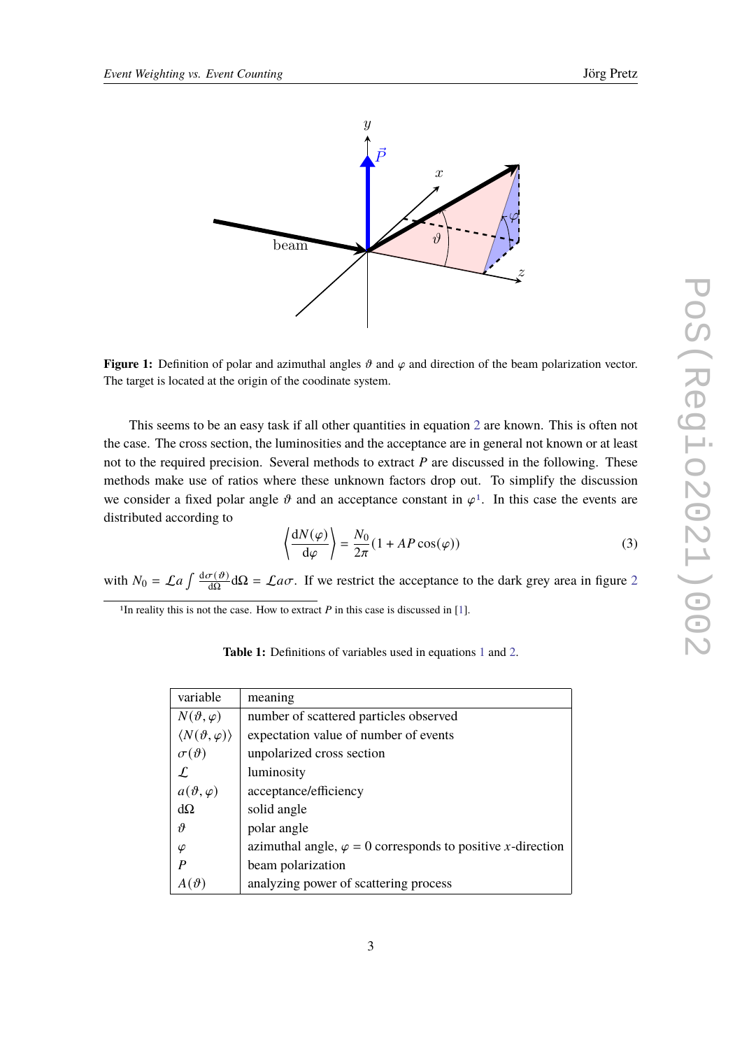**Figure 1:** Definition of polar and azimuthal angles $\vartheta$ and $\varphi$ and direction of the beam polarization vector. The target is located at the origin of the coodinate system.

This seems to be an easy task if all other quantities in equation 2 are known. This is often not the case. The cross section, the luminosities and the acceptance are in general not known or at least not to the required precision. Several methods to extract $P$ are discussed in the following. These methods make use of ratios where these unknown factors drop out. To simplify the discussion we consider a fixed polar angle $\vartheta$ and an acceptance constant in $\varphi$[1]. In this case the events are distributed according to

$$\left\langle \frac{\mathrm{d}N(\varphi)}{\mathrm{d}\varphi} \right\rangle = \frac{N_0}{2\pi}(1 + AP\cos(\varphi)) \tag{3}$$

with $N_0 = \mathcal{L}a \int \frac{\mathrm{d}\sigma(\vartheta)}{\mathrm{d}\Omega}\mathrm{d}\Omega = \mathcal{L}a\sigma$. If we restrict the acceptance to the dark grey area in figure 2

[1] In reality this is not the case. How to extract $P$ in this case is discussed in [1].

**Table 1:** Definitions of variables used in equations 1 and 2.

| variable | meaning |
|---|---|
| $N(\vartheta, \varphi)$ | number of scattered particles observed |
| $\langle N(\vartheta, \varphi) \rangle$ | expectation value of number of events |
| $\sigma(\vartheta)$ | unpolarized cross section |
| $\mathcal{L}$ | luminosity |
| $a(\vartheta, \varphi)$ | acceptance/efficiency |
| $\mathrm{d}\Omega$ | solid angle |
| $\vartheta$ | polar angle |
| $\varphi$ | azimuthal angle, $\varphi = 0$ corresponds to positive $x$-direction |
| $P$ | beam polarization |
| $A(\vartheta)$ | analyzing power of scattering process |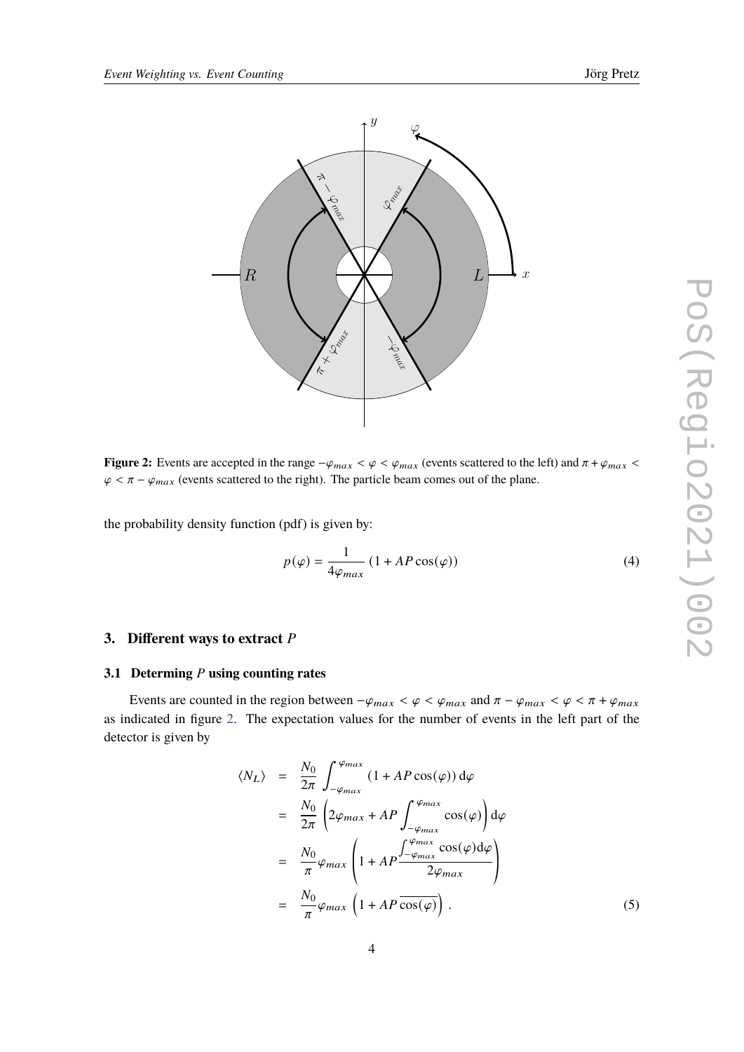**Figure 2:** Events are accepted in the range $-\varphi_{max} < \varphi < \varphi_{max}$ (events scattered to the left) and $\pi + \varphi_{max} < \varphi < \pi - \varphi_{max}$ (events scattered to the right). The particle beam comes out of the plane.

the probability density function (pdf) is given by:

$$p(\varphi) = \frac{1}{4\varphi_{max}} \left(1 + AP\cos(\varphi)\right) \tag{4}$$

## 3. Different ways to extract $P$

### 3.1 Determing $P$ using counting rates

Events are counted in the region between $-\varphi_{max} < \varphi < \varphi_{max}$ and $\pi - \varphi_{max} < \varphi < \pi + \varphi_{max}$ as indicated in figure 2. The expectation values for the number of events in the left part of the detector is given by

$$\begin{aligned}
\langle N_L \rangle &= \frac{N_0}{2\pi} \int_{-\varphi_{max}}^{\varphi_{max}} \left(1 + AP\cos(\varphi)\right) \mathrm{d}\varphi \\
&= \frac{N_0}{2\pi} \left(2\varphi_{max} + AP \int_{-\varphi_{max}}^{\varphi_{max}} \cos(\varphi)\right) \mathrm{d}\varphi \\
&= \frac{N_0}{\pi} \varphi_{max} \left(1 + AP \frac{\int_{-\varphi_{max}}^{\varphi_{max}} \cos(\varphi) \mathrm{d}\varphi}{2\varphi_{max}}\right) \\
&= \frac{N_0}{\pi} \varphi_{max} \left(1 + AP\,\overline{\cos(\varphi)}\right) .
\end{aligned} \tag{5}$$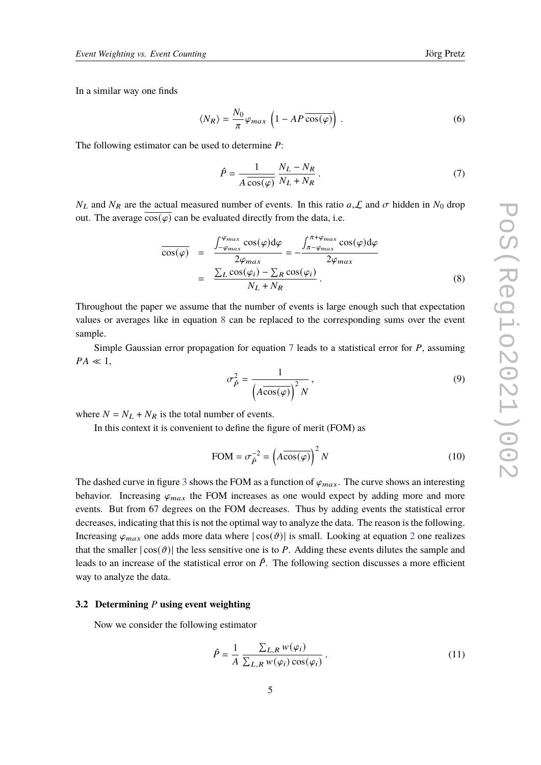In a similar way one finds

$$\langle N_R \rangle = \frac{N_0}{\pi} \varphi_{max} \left( 1 - AP\,\overline{\cos(\varphi)} \right) . \tag{6}$$

The following estimator can be used to determine $P$:

$$\hat{P} = \frac{1}{A\,\overline{\cos(\varphi)}} \frac{N_L - N_R}{N_L + N_R} . \tag{7}$$

$N_L$ and $N_R$ are the actual measured number of events. In this ratio $a, \mathcal{L}$ and $\sigma$ hidden in $N_0$ drop out. The average $\overline{\cos(\varphi)}$ can be evaluated directly from the data, i.e.

$$\begin{aligned}
\overline{\cos(\varphi)} &= \frac{\int_{-\varphi_{max}}^{\varphi_{max}} \cos(\varphi) \mathrm{d}\varphi}{2\varphi_{max}} = -\frac{\int_{\pi-\varphi_{max}}^{\pi+\varphi_{max}} \cos(\varphi) \mathrm{d}\varphi}{2\varphi_{max}} \\
&= \frac{\sum_L \cos(\varphi_i) - \sum_R \cos(\varphi_i)}{N_L + N_R} .
\end{aligned} \tag{8}$$

Throughout the paper we assume that the number of events is large enough such that expectation values or averages like in equation 8 can be replaced to the corresponding sums over the event sample.

Simple Gaussian error propagation for equation 7 leads to a statistical error for $P$, assuming $PA \ll 1$,

$$\sigma_{\hat{P}}^2 = \frac{1}{\left(A\overline{\cos(\varphi)}\right)^2 N} , \tag{9}$$

where $N = N_L + N_R$ is the total number of events.

In this context it is convenient to define the figure of merit (FOM) as

$$\text{FOM} = \sigma_{\hat{P}}^{-2} = \left(A\overline{\cos(\varphi)}\right)^2 N \tag{10}$$

The dashed curve in figure 3 shows the FOM as a function of $\varphi_{max}$. The curve shows an interesting behavior. Increasing $\varphi_{max}$ the FOM increases as one would expect by adding more and more events. But from 67 degrees on the FOM decreases. Thus by adding events the statistical error decreases, indicating that this is not the optimal way to analyze the data. The reason is the following. Increasing $\varphi_{max}$ one adds more data where $|\cos(\vartheta)|$ is small. Looking at equation 2 one realizes that the smaller $|\cos(\vartheta)|$ the less sensitive one is to $P$. Adding these events dilutes the sample and leads to an increase of the statistical error on $\hat{P}$. The following section discusses a more efficient way to analyze the data.

### 3.2 Determining $P$ using event weighting

Now we consider the following estimator

$$\hat{P} = \frac{1}{A} \frac{\sum_{L,R} w(\varphi_i)}{\sum_{L,R} w(\varphi_i) \cos(\varphi_i)} . \tag{11}$$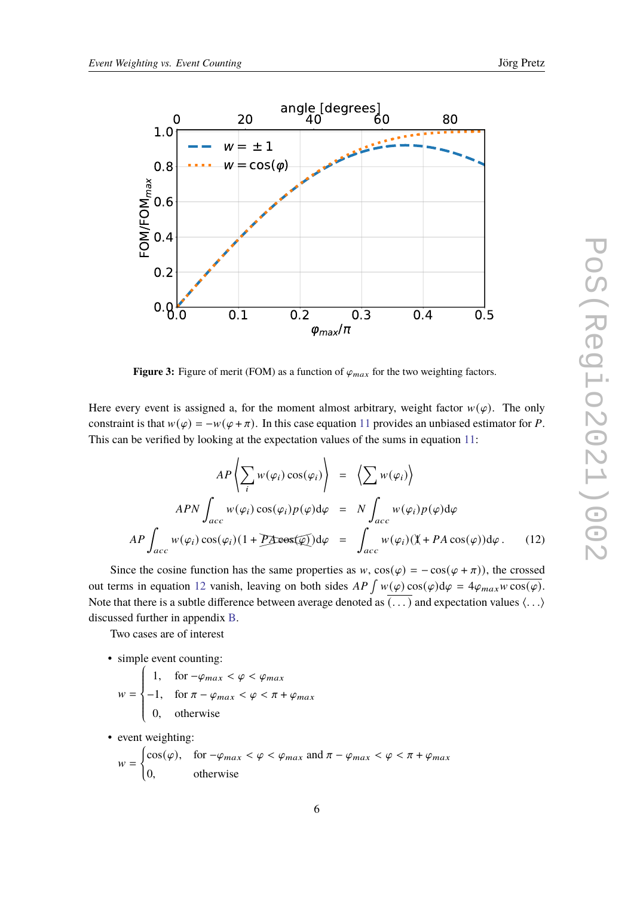Figure 3: Figure of merit (FOM) as a function of $\varphi_{max}$ for the two weighting factors.

Here every event is assigned a, for the moment almost arbitrary, weight factor $w(\varphi)$. The only constraint is that $w(\varphi) = -w(\varphi + \pi)$. In this case equation 11 provides an unbiased estimator for $P$. This can be verified by looking at the expectation values of the sums in equation 11:

$$
\begin{aligned}
AP \left\langle \sum_i w(\varphi_i)\cos(\varphi_i) \right\rangle &= \left\langle \sum w(\varphi_i) \right\rangle \\
APN \int_{acc} w(\varphi_i)\cos(\varphi_i) p(\varphi) \mathrm{d}\varphi &= N \int_{acc} w(\varphi_i) p(\varphi) \mathrm{d}\varphi \\
AP \int_{acc} w(\varphi_i)\cos(\varphi_i)(1 + \cancel{PA\cos(\varphi)})\mathrm{d}\varphi &= \int_{acc} w(\varphi_i)(\cancel{1} + PA\cos(\varphi))\mathrm{d}\varphi\,. \qquad (12)
\end{aligned}
$$

Since the cosine function has the same properties as $w$, $\cos(\varphi) = -\cos(\varphi + \pi)$), the crossed out terms in equation 12 vanish, leaving on both sides $AP \int w(\varphi)\cos(\varphi)\mathrm{d}\varphi = 4\varphi_{max}\overline{w\cos(\varphi)}$. Note that there is a subtle difference between average denoted as $\overline{(\dots)}$ and expectation values $\langle \dots \rangle$ discussed further in appendix B.

Two cases are of interest

- simple event counting:

$$
w = \begin{cases} 1, & \text{for } -\varphi_{max} < \varphi < \varphi_{max} \\ -1, & \text{for } \pi - \varphi_{max} < \varphi < \pi + \varphi_{max} \\ 0, & \text{otherwise} \end{cases}
$$

- event weighting:

$$
w = \begin{cases} \cos(\varphi), & \text{for } -\varphi_{max} < \varphi < \varphi_{max} \text{ and } \pi - \varphi_{max} < \varphi < \pi + \varphi_{max} \\ 0, & \text{otherwise} \end{cases}
$$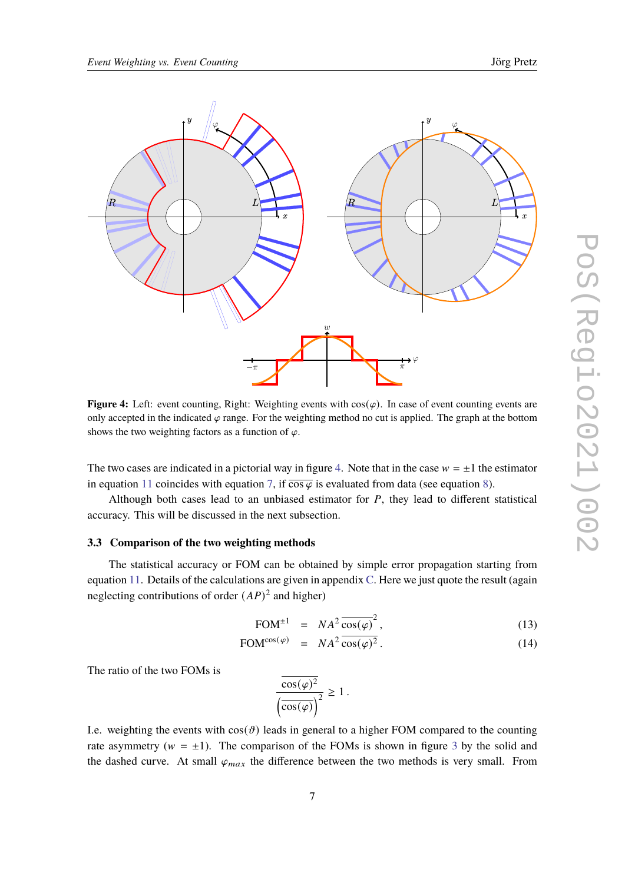**Figure 4:** Left: event counting, Right: Weighting events with $\cos(\varphi)$. In case of event counting events are only accepted in the indicated $\varphi$ range. For the weighting method no cut is applied. The graph at the bottom shows the two weighting factors as a function of $\varphi$.

The two cases are indicated in a pictorial way in figure 4. Note that in the case $w = \pm 1$ the estimator in equation 11 coincides with equation 7, if $\overline{\cos\varphi}$ is evaluated from data (see equation 8).

Although both cases lead to an unbiased estimator for $P$, they lead to different statistical accuracy. This will be discussed in the next subsection.

### 3.3 Comparison of the two weighting methods

The statistical accuracy or FOM can be obtained by simple error propagation starting from equation 11. Details of the calculations are given in appendix C. Here we just quote the result (again neglecting contributions of order $(AP)^2$ and higher)

$$\mathrm{FOM}^{\pm 1} = NA^2\, \overline{\cos(\varphi)}^{\,2}, \tag{13}$$

$$\mathrm{FOM}^{\cos(\varphi)} = NA^2\, \overline{\cos(\varphi)^2}\,. \tag{14}$$

The ratio of the two FOMs is

$$\frac{\overline{\cos(\varphi)^2}}{\left(\overline{\cos(\varphi)}\right)^2} \geq 1\,.$$

I.e. weighting the events with $\cos(\vartheta)$ leads in general to a higher FOM compared to the counting rate asymmetry ($w = \pm 1$). The comparison of the FOMs is shown in figure 3 by the solid and the dashed curve. At small $\varphi_{max}$ the difference between the two methods is very small. From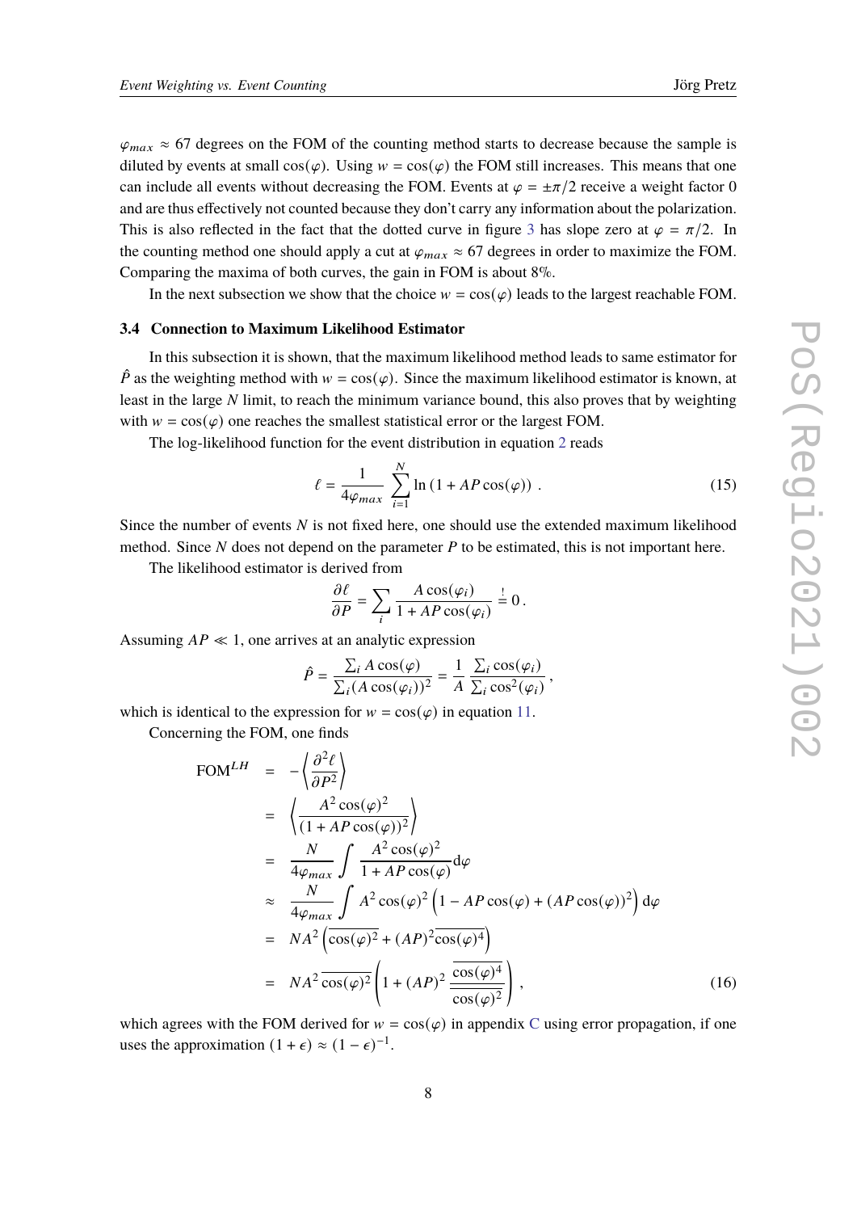$\varphi_{max} \approx 67$ degrees on the FOM of the counting method starts to decrease because the sample is diluted by events at small $\cos(\varphi)$. Using $w = \cos(\varphi)$ the FOM still increases. This means that one can include all events without decreasing the FOM. Events at $\varphi = \pm\pi/2$ receive a weight factor 0 and are thus effectively not counted because they don't carry any information about the polarization. This is also reflected in the fact that the dotted curve in figure 3 has slope zero at $\varphi = \pi/2$. In the counting method one should apply a cut at $\varphi_{max} \approx 67$ degrees in order to maximize the FOM. Comparing the maxima of both curves, the gain in FOM is about 8%.

In the next subsection we show that the choice $w = \cos(\varphi)$ leads to the largest reachable FOM.

### 3.4 Connection to Maximum Likelihood Estimator

In this subsection it is shown, that the maximum likelihood method leads to same estimator for $\hat{P}$ as the weighting method with $w = \cos(\varphi)$. Since the maximum likelihood estimator is known, at least in the large $N$ limit, to reach the minimum variance bound, this also proves that by weighting with $w = \cos(\varphi)$ one reaches the smallest statistical error or the largest FOM.

The log-likelihood function for the event distribution in equation 2 reads

$$\ell = \frac{1}{4\varphi_{max}} \sum_{i=1}^{N} \ln\left(1 + AP\cos(\varphi)\right) . \tag{15}$$

Since the number of events $N$ is not fixed here, one should use the extended maximum likelihood method. Since $N$ does not depend on the parameter $P$ to be estimated, this is not important here.

The likelihood estimator is derived from

$$\frac{\partial \ell}{\partial P} = \sum_i \frac{A\cos(\varphi_i)}{1 + AP\cos(\varphi_i)} \stackrel{!}{=} 0 .$$

Assuming $AP \ll 1$, one arrives at an analytic expression

$$\hat{P} = \frac{\sum_i A\cos(\varphi)}{\sum_i (A\cos(\varphi_i))^2} = \frac{1}{A}\frac{\sum_i \cos(\varphi_i)}{\sum_i \cos^2(\varphi_i)} ,$$

which is identical to the expression for $w = \cos(\varphi)$ in equation 11.

Concerning the FOM, one finds

$$\begin{aligned}
\mathrm{FOM}^{LH} &= -\left\langle \frac{\partial^2 \ell}{\partial P^2} \right\rangle \\
&= \left\langle \frac{A^2\cos(\varphi)^2}{(1 + AP\cos(\varphi))^2} \right\rangle \\
&= \frac{N}{4\varphi_{max}} \int \frac{A^2\cos(\varphi)^2}{1 + AP\cos(\varphi)} \mathrm{d}\varphi \\
&\approx \frac{N}{4\varphi_{max}} \int A^2\cos(\varphi)^2 \left(1 - AP\cos(\varphi) + (AP\cos(\varphi))^2\right) \mathrm{d}\varphi \\
&= NA^2 \left(\overline{\cos(\varphi)^2} + (AP)^2\overline{\cos(\varphi)^4}\right) \\
&= NA^2\,\overline{\cos(\varphi)^2}\left(1 + (AP)^2 \frac{\overline{\cos(\varphi)^4}}{\overline{\cos(\varphi)^2}}\right) ,
\end{aligned} \tag{16}$$

which agrees with the FOM derived for $w = \cos(\varphi)$ in appendix C using error propagation, if one uses the approximation $(1 + \epsilon) \approx (1 - \epsilon)^{-1}$.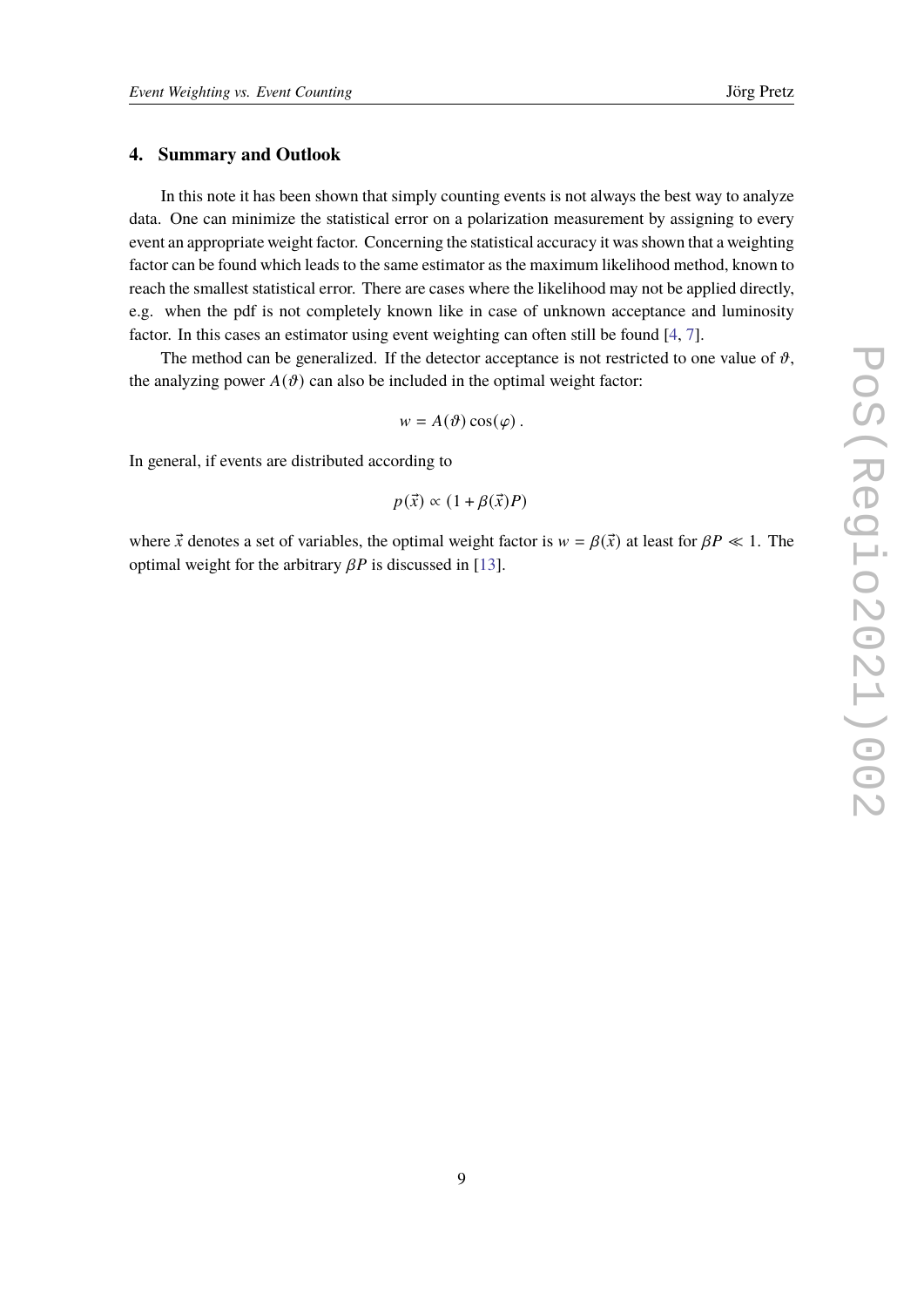## 4. Summary and Outlook

In this note it has been shown that simply counting events is not always the best way to analyze data. One can minimize the statistical error on a polarization measurement by assigning to every event an appropriate weight factor. Concerning the statistical accuracy it was shown that a weighting factor can be found which leads to the same estimator as the maximum likelihood method, known to reach the smallest statistical error. There are cases where the likelihood may not be applied directly, e.g. when the pdf is not completely known like in case of unknown acceptance and luminosity factor. In this cases an estimator using event weighting can often still be found [4, 7].

The method can be generalized. If the detector acceptance is not restricted to one value of $\vartheta$, the analyzing power $A(\vartheta)$ can also be included in the optimal weight factor:

$$w = A(\vartheta)\cos(\varphi)\,.$$

In general, if events are distributed according to

$$p(\vec{x}) \propto (1 + \beta(\vec{x})P)$$

where $\vec{x}$ denotes a set of variables, the optimal weight factor is $w = \beta(\vec{x})$ at least for $\beta P \ll 1$. The optimal weight for the arbitrary $\beta P$ is discussed in [13].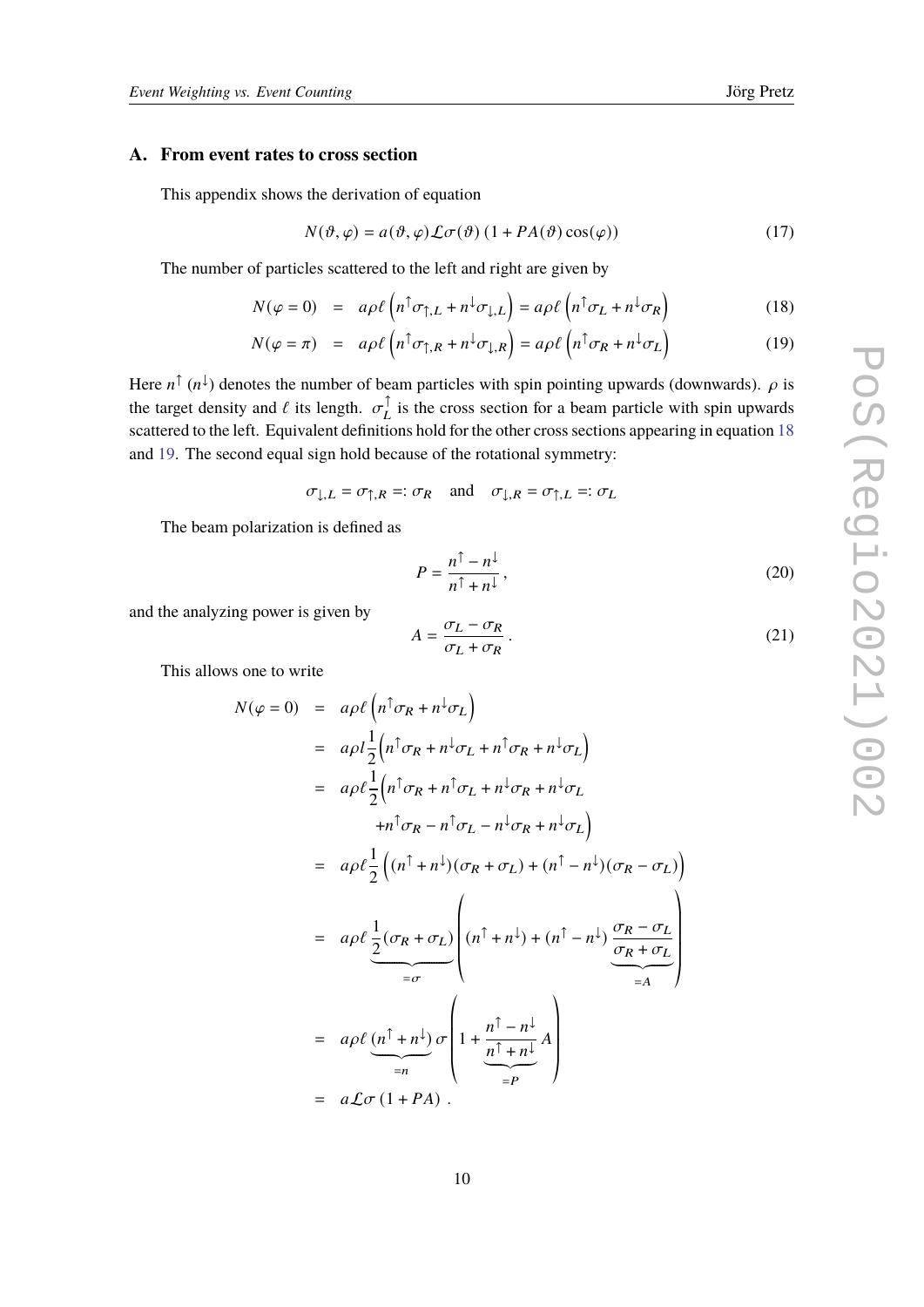## A. From event rates to cross section

This appendix shows the derivation of equation

$$N(\vartheta, \varphi) = a(\vartheta, \varphi)\mathcal{L}\sigma(\vartheta)\left(1 + PA(\vartheta)\cos(\varphi)\right) \tag{17}$$

The number of particles scattered to the left and right are given by

$$N(\varphi = 0) \;=\; a\rho\ell\left(n^{\uparrow}\sigma_{\uparrow,L} + n^{\downarrow}\sigma_{\downarrow,L}\right) = a\rho\ell\left(n^{\uparrow}\sigma_L + n^{\downarrow}\sigma_R\right) \tag{18}$$

$$N(\varphi = \pi) \;=\; a\rho\ell\left(n^{\uparrow}\sigma_{\uparrow,R} + n^{\downarrow}\sigma_{\downarrow,R}\right) = a\rho\ell\left(n^{\uparrow}\sigma_R + n^{\downarrow}\sigma_L\right) \tag{19}$$

Here $n^{\uparrow}$ ($n^{\downarrow}$) denotes the number of beam particles with spin pointing upwards (downwards). $\rho$ is the target density and $\ell$ its length. $\sigma_L^{\uparrow}$ is the cross section for a beam particle with spin upwards scattered to the left. Equivalent definitions hold for the other cross sections appearing in equation 18 and 19. The second equal sign hold because of the rotational symmetry:

$$\sigma_{\downarrow,L} = \sigma_{\uparrow,R} =: \sigma_R \quad \text{and} \quad \sigma_{\downarrow,R} = \sigma_{\uparrow,L} =: \sigma_L$$

The beam polarization is defined as

$$P = \frac{n^{\uparrow} - n^{\downarrow}}{n^{\uparrow} + n^{\downarrow}}, \tag{20}$$

and the analyzing power is given by

$$A = \frac{\sigma_L - \sigma_R}{\sigma_L + \sigma_R}. \tag{21}$$

This allows one to write

$$\begin{aligned}
N(\varphi = 0) &= a\rho\ell\left(n^{\uparrow}\sigma_R + n^{\downarrow}\sigma_L\right) \\
&= a\rho l\frac{1}{2}\left(n^{\uparrow}\sigma_R + n^{\downarrow}\sigma_L + n^{\uparrow}\sigma_R + n^{\downarrow}\sigma_L\right) \\
&= a\rho\ell\frac{1}{2}\Big(n^{\uparrow}\sigma_R + n^{\uparrow}\sigma_L + n^{\downarrow}\sigma_R + n^{\downarrow}\sigma_L \\
&\qquad + n^{\uparrow}\sigma_R - n^{\uparrow}\sigma_L - n^{\downarrow}\sigma_R + n^{\downarrow}\sigma_L\Big) \\
&= a\rho\ell\frac{1}{2}\left((n^{\uparrow} + n^{\downarrow})(\sigma_R + \sigma_L) + (n^{\uparrow} - n^{\downarrow})(\sigma_R - \sigma_L)\right) \\
&= a\rho\ell\underbrace{\frac{1}{2}(\sigma_R + \sigma_L)}_{=\sigma}\left((n^{\uparrow} + n^{\downarrow}) + (n^{\uparrow} - n^{\downarrow})\underbrace{\frac{\sigma_R - \sigma_L}{\sigma_R + \sigma_L}}_{=A}\right) \\
&= a\rho\ell\underbrace{(n^{\uparrow} + n^{\downarrow})}_{=n}\sigma\left(1 + \underbrace{\frac{n^{\uparrow} - n^{\downarrow}}{n^{\uparrow} + n^{\downarrow}}}_{=P}A\right) \\
&= a\mathcal{L}\sigma\left(1 + PA\right).
\end{aligned}$$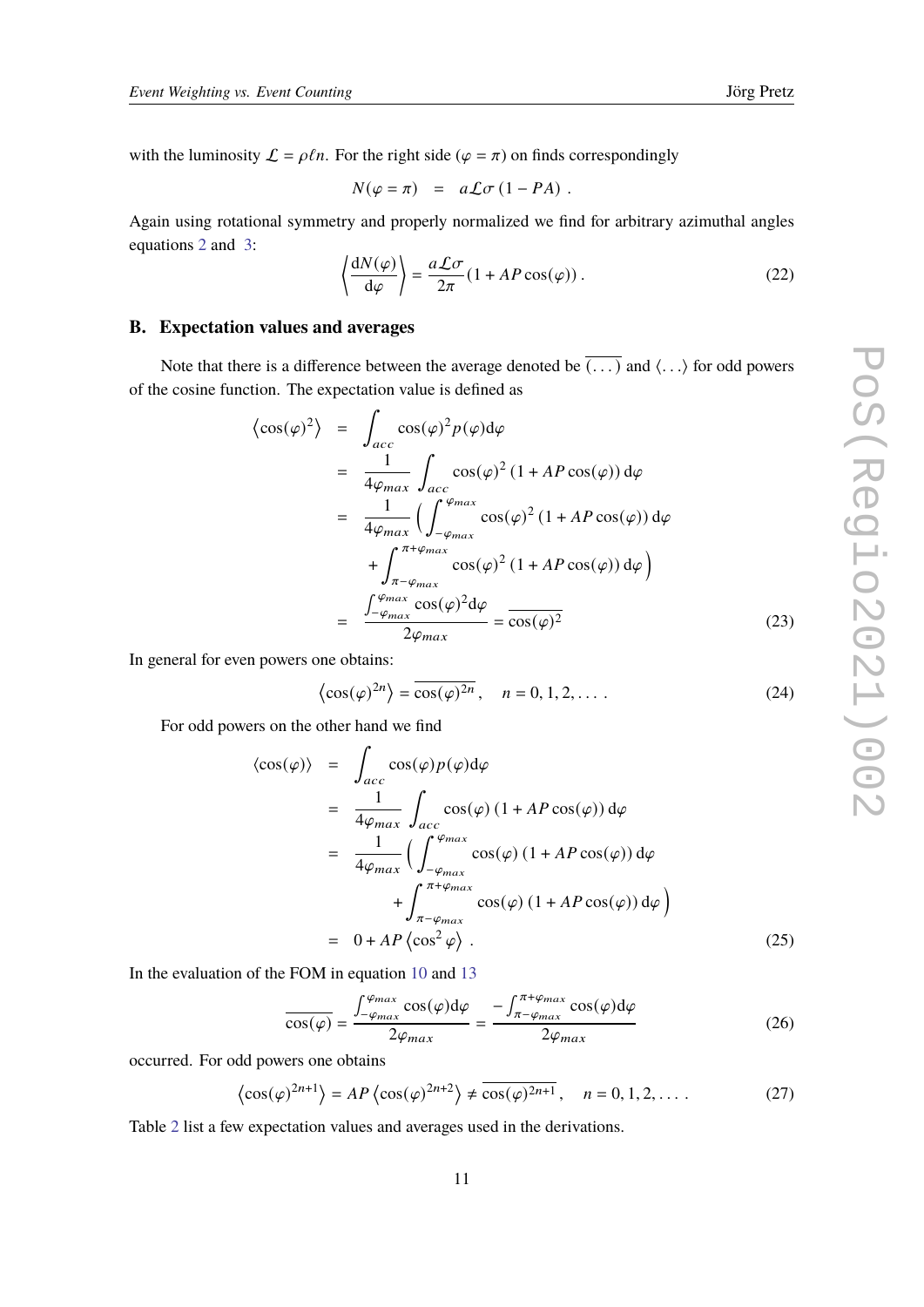with the luminosity $\mathcal{L} = \rho \ell n$. For the right side ($\varphi = \pi$) on finds correspondingly

$$N(\varphi = \pi) \quad = \quad a\mathcal{L}\sigma\,(1 - PA)\ .$$

Again using rotational symmetry and properly normalized we find for arbitrary azimuthal angles equations 2 and 3:

$$\left\langle \frac{\mathrm{d}N(\varphi)}{\mathrm{d}\varphi} \right\rangle = \frac{a\mathcal{L}\sigma}{2\pi}\left(1 + AP\cos(\varphi)\right). \tag{22}$$

### B. Expectation values and averages

Note that there is a difference between the average denoted be $\overline{(\ldots)}$ and $\langle \ldots \rangle$ for odd powers of the cosine function. The expectation value is defined as

$$\begin{aligned}
\left\langle \cos(\varphi)^2 \right\rangle &= \int_{acc} \cos(\varphi)^2 p(\varphi) \mathrm{d}\varphi \\
&= \frac{1}{4\varphi_{max}} \int_{acc} \cos(\varphi)^2 \left(1 + AP\cos(\varphi)\right) \mathrm{d}\varphi \\
&= \frac{1}{4\varphi_{max}} \Big( \int_{-\varphi_{max}}^{\varphi_{max}} \cos(\varphi)^2 \left(1 + AP\cos(\varphi)\right) \mathrm{d}\varphi \\
&\quad + \int_{\pi-\varphi_{max}}^{\pi+\varphi_{max}} \cos(\varphi)^2 \left(1 + AP\cos(\varphi)\right) \mathrm{d}\varphi \Big) \\
&= \frac{\int_{-\varphi_{max}}^{\varphi_{max}} \cos(\varphi)^2 \mathrm{d}\varphi}{2\varphi_{max}} = \overline{\cos(\varphi)^2}
\end{aligned} \tag{23}$$

In general for even powers one obtains:

$$\left\langle \cos(\varphi)^{2n} \right\rangle = \overline{\cos(\varphi)^{2n}}\,, \quad n = 0, 1, 2, \ldots\,. \tag{24}$$

For odd powers on the other hand we find

$$\begin{aligned}
\left\langle \cos(\varphi) \right\rangle &= \int_{acc} \cos(\varphi) p(\varphi) \mathrm{d}\varphi \\
&= \frac{1}{4\varphi_{max}} \int_{acc} \cos(\varphi) \left(1 + AP\cos(\varphi)\right) \mathrm{d}\varphi \\
&= \frac{1}{4\varphi_{max}} \Big( \int_{-\varphi_{max}}^{\varphi_{max}} \cos(\varphi) \left(1 + AP\cos(\varphi)\right) \mathrm{d}\varphi \\
&\quad + \int_{\pi-\varphi_{max}}^{\pi+\varphi_{max}} \cos(\varphi) \left(1 + AP\cos(\varphi)\right) \mathrm{d}\varphi \Big) \\
&= 0 + AP \left\langle \cos^2 \varphi \right\rangle\ .
\end{aligned} \tag{25}$$

In the evaluation of the FOM in equation 10 and 13

$$\overline{\cos(\varphi)} = \frac{\int_{-\varphi_{max}}^{\varphi_{max}} \cos(\varphi) \mathrm{d}\varphi}{2\varphi_{max}} = \frac{-\int_{\pi-\varphi_{max}}^{\pi+\varphi_{max}} \cos(\varphi) \mathrm{d}\varphi}{2\varphi_{max}} \tag{26}$$

occurred. For odd powers one obtains

$$\left\langle \cos(\varphi)^{2n+1} \right\rangle = AP \left\langle \cos(\varphi)^{2n+2} \right\rangle \neq \overline{\cos(\varphi)^{2n+1}}\,, \quad n = 0, 1, 2, \ldots\,. \tag{27}$$

Table 2 list a few expectation values and averages used in the derivations.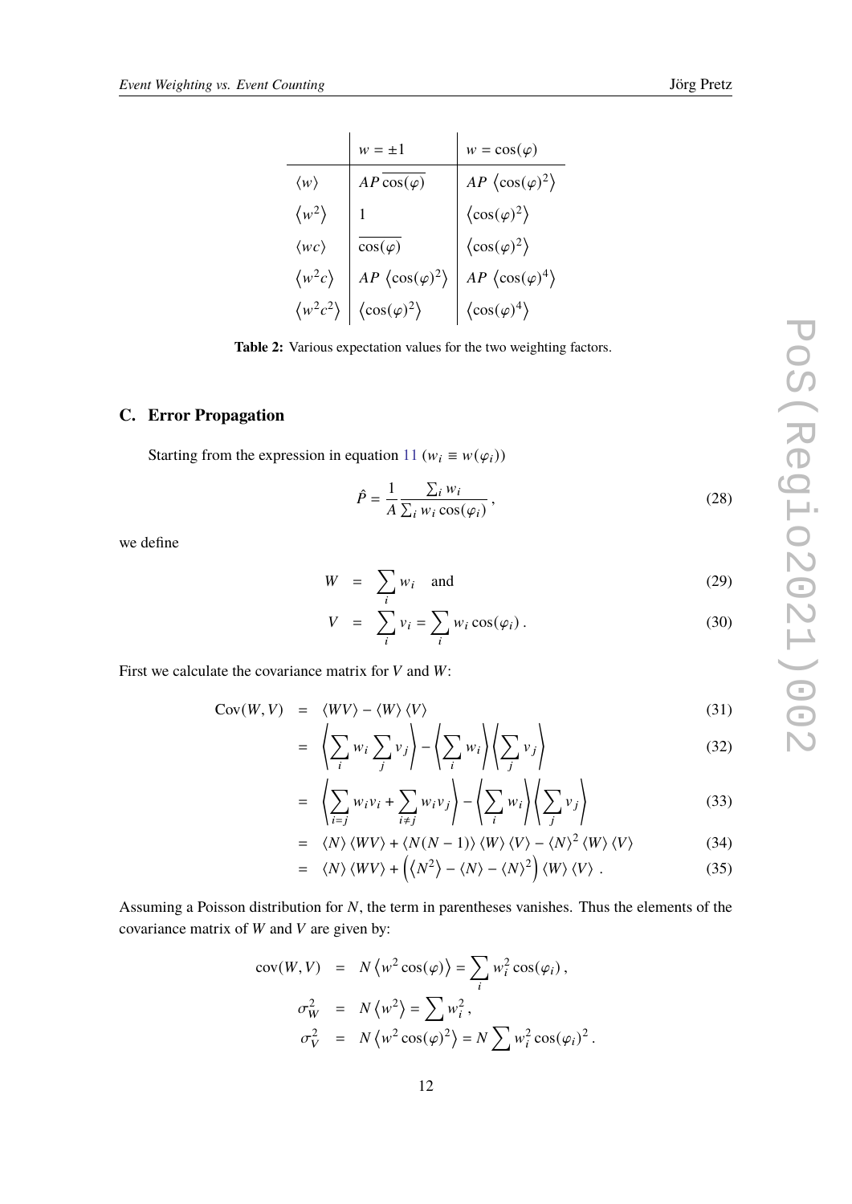|  | $w = \pm 1$ | $w = \cos(\varphi)$ |
|---|---|---|
| $\langle w \rangle$ | $AP\,\overline{\cos(\varphi)}$ | $AP\,\left\langle \cos(\varphi)^2 \right\rangle$ |
| $\left\langle w^2 \right\rangle$ | $1$ | $\left\langle \cos(\varphi)^2 \right\rangle$ |
| $\langle wc \rangle$ | $\overline{\cos(\varphi)}$ | $\left\langle \cos(\varphi)^2 \right\rangle$ |
| $\left\langle w^2 c \right\rangle$ | $AP\,\left\langle \cos(\varphi)^2 \right\rangle$ | $AP\,\left\langle \cos(\varphi)^4 \right\rangle$ |
| $\left\langle w^2 c^2 \right\rangle$ | $\left\langle \cos(\varphi)^2 \right\rangle$ | $\left\langle \cos(\varphi)^4 \right\rangle$ |

**Table 2:** Various expectation values for the two weighting factors.

## C. Error Propagation

Starting from the expression in equation 11 ($w_i \equiv w(\varphi_i)$)

$$\hat{P} = \frac{1}{A} \frac{\sum_i w_i}{\sum_i w_i \cos(\varphi_i)}, \tag{28}$$

we define

$$W = \sum_i w_i \quad \text{and} \tag{29}$$

$$V = \sum_i v_i = \sum_i w_i \cos(\varphi_i). \tag{30}$$

First we calculate the covariance matrix for $V$ and $W$:

$$\begin{aligned}
\mathrm{Cov}(W, V) &= \langle WV \rangle - \langle W \rangle \langle V \rangle & (31) \\
&= \left\langle \sum_i w_i \sum_j v_j \right\rangle - \left\langle \sum_i w_i \right\rangle \left\langle \sum_j v_j \right\rangle & (32) \\
&= \left\langle \sum_{i=j} w_i v_i + \sum_{i \neq j} w_i v_j \right\rangle - \left\langle \sum_i w_i \right\rangle \left\langle \sum_j v_j \right\rangle & (33) \\
&= \langle N \rangle \langle WV \rangle + \langle N(N-1) \rangle \langle W \rangle \langle V \rangle - \langle N \rangle^2 \langle W \rangle \langle V \rangle & (34) \\
&= \langle N \rangle \langle WV \rangle + \left( \left\langle N^2 \right\rangle - \langle N \rangle - \langle N \rangle^2 \right) \langle W \rangle \langle V \rangle . & (35)
\end{aligned}$$

Assuming a Poisson distribution for $N$, the term in parentheses vanishes. Thus the elements of the covariance matrix of $W$ and $V$ are given by:

$$\begin{aligned}
\mathrm{cov}(W, V) &= N \left\langle w^2 \cos(\varphi) \right\rangle = \sum_i w_i^2 \cos(\varphi_i), \\
\sigma_W^2 &= N \left\langle w^2 \right\rangle = \sum w_i^2, \\
\sigma_V^2 &= N \left\langle w^2 \cos(\varphi)^2 \right\rangle = N \sum w_i^2 \cos(\varphi_i)^2 .
\end{aligned}$$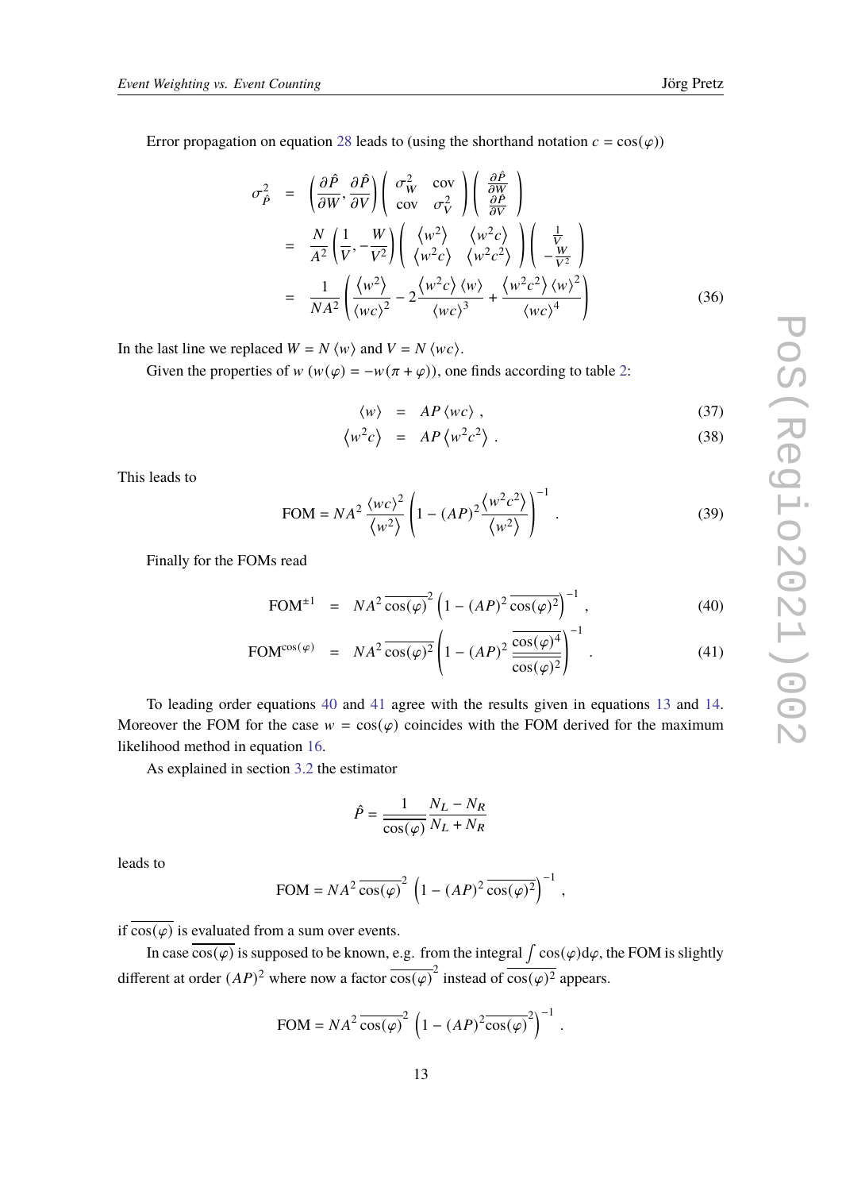Error propagation on equation 28 leads to (using the shorthand notation $c = \cos(\varphi)$)

$$
\begin{aligned}
\sigma_{\hat{P}}^2 &= \left(\frac{\partial \hat{P}}{\partial W}, \frac{\partial \hat{P}}{\partial V}\right) \begin{pmatrix} \sigma_W^2 & \mathrm{cov} \\ \mathrm{cov} & \sigma_V^2 \end{pmatrix} \begin{pmatrix} \frac{\partial \hat{P}}{\partial W} \\ \frac{\partial \hat{P}}{\partial V} \end{pmatrix} \\
&= \frac{N}{A^2}\left(\frac{1}{V}, -\frac{W}{V^2}\right) \begin{pmatrix} \langle w^2 \rangle & \langle w^2 c \rangle \\ \langle w^2 c \rangle & \langle w^2 c^2 \rangle \end{pmatrix} \begin{pmatrix} \frac{1}{V} \\ -\frac{W}{V^2} \end{pmatrix} \\
&= \frac{1}{NA^2}\left(\frac{\langle w^2 \rangle}{\langle wc \rangle^2} - 2\frac{\langle w^2 c \rangle \langle w \rangle}{\langle wc \rangle^3} + \frac{\langle w^2 c^2 \rangle \langle w \rangle^2}{\langle wc \rangle^4}\right)
\end{aligned}
\tag{36}
$$

In the last line we replaced $W = N\langle w \rangle$ and $V = N\langle wc \rangle$.

Given the properties of $w$ ($w(\varphi) = -w(\pi + \varphi)$), one finds according to table 2:

$$
\langle w \rangle = AP\langle wc \rangle\,, \tag{37}
$$

$$
\langle w^2 c \rangle = AP\langle w^2 c^2 \rangle\,. \tag{38}
$$

This leads to

$$
\mathrm{FOM} = NA^2\,\frac{\langle wc \rangle^2}{\langle w^2 \rangle}\left(1 - (AP)^2\frac{\langle w^2 c^2 \rangle}{\langle w^2 \rangle}\right)^{-1}\,. \tag{39}
$$

Finally for the FOMs read

$$
\mathrm{FOM}^{\pm 1} = NA^2\,\overline{\cos(\varphi)}^2\left(1 - (AP)^2\,\overline{\cos(\varphi)^2}\right)^{-1}\,, \tag{40}
$$

$$
\mathrm{FOM}^{\cos(\varphi)} = NA^2\,\overline{\cos(\varphi)^2}\left(1 - (AP)^2\,\frac{\overline{\cos(\varphi)^4}}{\overline{\cos(\varphi)^2}}\right)^{-1}\,. \tag{41}
$$

To leading order equations 40 and 41 agree with the results given in equations 13 and 14. Moreover the FOM for the case $w = \cos(\varphi)$ coincides with the FOM derived for the maximum likelihood method in equation 16.

As explained in section 3.2 the estimator

$$
\hat{P} = \frac{1}{\overline{\cos(\varphi)}}\frac{N_L - N_R}{N_L + N_R}
$$

leads to

$$
\mathrm{FOM} = NA^2\,\overline{\cos(\varphi)}^2\,\left(1 - (AP)^2\,\overline{\cos(\varphi)^2}\right)^{-1}\,,
$$

if $\overline{\cos(\varphi)}$ is evaluated from a sum over events.

In case $\overline{\cos(\varphi)}$ is supposed to be known, e.g. from the integral $\int \cos(\varphi)\mathrm{d}\varphi$, the FOM is slightly different at order $(AP)^2$ where now a factor $\overline{\cos(\varphi)}^2$ instead of $\overline{\cos(\varphi)^2}$ appears.

$$
\mathrm{FOM} = NA^2\,\overline{\cos(\varphi)}^2\,\left(1 - (AP)^2\overline{\cos(\varphi)}^2\right)^{-1}\,.
$$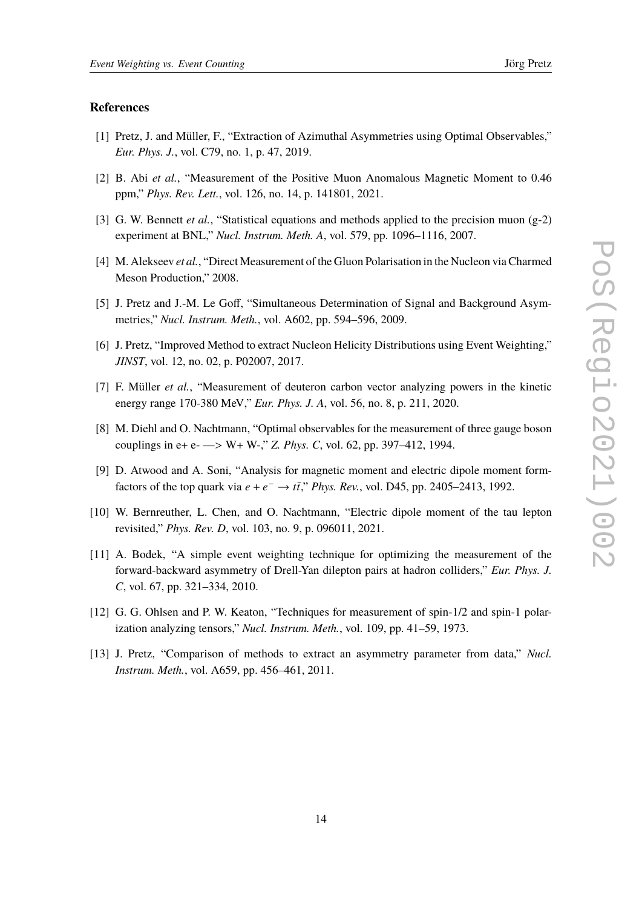## References

[1] Pretz, J. and Müller, F., "Extraction of Azimuthal Asymmetries using Optimal Observables," *Eur. Phys. J.*, vol. C79, no. 1, p. 47, 2019.

[2] B. Abi *et al.*, "Measurement of the Positive Muon Anomalous Magnetic Moment to 0.46 ppm," *Phys. Rev. Lett.*, vol. 126, no. 14, p. 141801, 2021.

[3] G. W. Bennett *et al.*, "Statistical equations and methods applied to the precision muon (g-2) experiment at BNL," *Nucl. Instrum. Meth. A*, vol. 579, pp. 1096–1116, 2007.

[4] M. Alekseev *et al.*, "Direct Measurement of the Gluon Polarisation in the Nucleon via Charmed Meson Production," 2008.

[5] J. Pretz and J.-M. Le Goff, "Simultaneous Determination of Signal and Background Asymmetries," *Nucl. Instrum. Meth.*, vol. A602, pp. 594–596, 2009.

[6] J. Pretz, "Improved Method to extract Nucleon Helicity Distributions using Event Weighting," *JINST*, vol. 12, no. 02, p. P02007, 2017.

[7] F. Müller *et al.*, "Measurement of deuteron carbon vector analyzing powers in the kinetic energy range 170-380 MeV," *Eur. Phys. J. A*, vol. 56, no. 8, p. 211, 2020.

[8] M. Diehl and O. Nachtmann, "Optimal observables for the measurement of three gauge boson couplings in e+ e- —> W+ W-," *Z. Phys. C*, vol. 62, pp. 397–412, 1994.

[9] D. Atwood and A. Soni, "Analysis for magnetic moment and electric dipole moment form-factors of the top quark via $e + e^- \to t\bar{t}$," *Phys. Rev.*, vol. D45, pp. 2405–2413, 1992.

[10] W. Bernreuther, L. Chen, and O. Nachtmann, "Electric dipole moment of the tau lepton revisited," *Phys. Rev. D*, vol. 103, no. 9, p. 096011, 2021.

[11] A. Bodek, "A simple event weighting technique for optimizing the measurement of the forward-backward asymmetry of Drell-Yan dilepton pairs at hadron colliders," *Eur. Phys. J. C*, vol. 67, pp. 321–334, 2010.

[12] G. G. Ohlsen and P. W. Keaton, "Techniques for measurement of spin-1/2 and spin-1 polarization analyzing tensors," *Nucl. Instrum. Meth.*, vol. 109, pp. 41–59, 1973.

[13] J. Pretz, "Comparison of methods to extract an asymmetry parameter from data," *Nucl. Instrum. Meth.*, vol. A659, pp. 456–461, 2011.